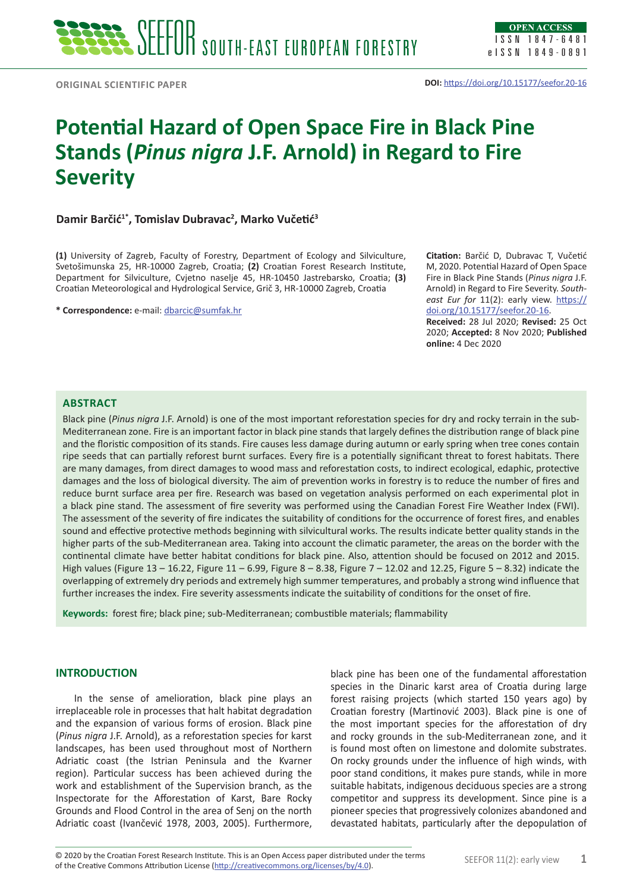ORIGINAL SCIENTIFIC PAPER

**DOI:** https://doi.org/10.15177/seefor.20-16

# Potential Hazard of Open Space Fire in Black Pine Stands (*Pinus nigra* J.F. Arnold) in Regard to Fire Severity

**Damir Barčić[1*], Tomislav Dubravac[2], Marko Vučetić[3]**

**(1)** University of Zagreb, Faculty of Forestry, Department of Ecology and Silviculture, Svetošimunska 25, HR-10000 Zagreb, Croatia; **(2)** Croatian Forest Research Institute, Department for Silviculture, Cvjetno naselje 45, HR-10450 Jastrebarsko, Croatia; **(3)** Croatian Meteorological and Hydrological Service, Grič 3, HR-10000 Zagreb, Croatia

**\* Correspondence:** e-mail: dbarcic@sumfak.hr

**Citation:** Barčić D, Dubravac T, Vučetić M, 2020. Potential Hazard of Open Space Fire in Black Pine Stands (*Pinus nigra* J.F. Arnold) in Regard to Fire Severity. *South-east Eur for* 11(2): early view. https://doi.org/10.15177/seefor.20-16.

**Received:** 28 Jul 2020; **Revised:** 25 Oct 2020; **Accepted:** 8 Nov 2020; **Published online:** 4 Dec 2020

## ABSTRACT

Black pine (*Pinus nigra* J.F. Arnold) is one of the most important reforestation species for dry and rocky terrain in the sub-Mediterranean zone. Fire is an important factor in black pine stands that largely defines the distribution range of black pine and the floristic composition of its stands. Fire causes less damage during autumn or early spring when tree cones contain ripe seeds that can partially reforest burnt surfaces. Every fire is a potentially significant threat to forest habitats. There are many damages, from direct damages to wood mass and reforestation costs, to indirect ecological, edaphic, protective damages and the loss of biological diversity. The aim of prevention works in forestry is to reduce the number of fires and reduce burnt surface area per fire. Research was based on vegetation analysis performed on each experimental plot in a black pine stand. The assessment of fire severity was performed using the Canadian Forest Fire Weather Index (FWI). The assessment of the severity of fire indicates the suitability of conditions for the occurrence of forest fires, and enables sound and effective protective methods beginning with silvicultural works. The results indicate better quality stands in the higher parts of the sub-Mediterranean area. Taking into account the climatic parameter, the areas on the border with the continental climate have better habitat conditions for black pine. Also, attention should be focused on 2012 and 2015. High values (Figure 13 – 16.22, Figure 11 – 6.99, Figure 8 – 8.38, Figure 7 – 12.02 and 12.25, Figure 5 – 8.32) indicate the overlapping of extremely dry periods and extremely high summer temperatures, and probably a strong wind influence that further increases the index. Fire severity assessments indicate the suitability of conditions for the onset of fire.

**Keywords:** forest fire; black pine; sub-Mediterranean; combustible materials; flammability

## INTRODUCTION

In the sense of amelioration, black pine plays an irreplaceable role in processes that halt habitat degradation and the expansion of various forms of erosion. Black pine (*Pinus nigra* J.F. Arnold), as a reforestation species for karst landscapes, has been used throughout most of Northern Adriatic coast (the Istrian Peninsula and the Kvarner region). Particular success has been achieved during the work and establishment of the Supervision branch, as the Inspectorate for the Afforestation of Karst, Bare Rocky Grounds and Flood Control in the area of Senj on the north Adriatic coast (Ivančević 1978, 2003, 2005). Furthermore, black pine has been one of the fundamental afforestation species in the Dinaric karst area of Croatia during large forest raising projects (which started 150 years ago) by Croatian forestry (Martinović 2003). Black pine is one of the most important species for the afforestation of dry and rocky grounds in the sub-Mediterranean zone, and it is found most often on limestone and dolomite substrates. On rocky grounds under the influence of high winds, with poor stand conditions, it makes pure stands, while in more suitable habitats, indigenous deciduous species are a strong competitor and suppress its development. Since pine is a pioneer species that progressively colonizes abandoned and devastated habitats, particularly after the depopulation of

© 2020 by the Croatian Forest Research Institute. This is an Open Access paper distributed under the terms of the Creative Commons Attribution License (http://creativecommons.org/licenses/by/4.0).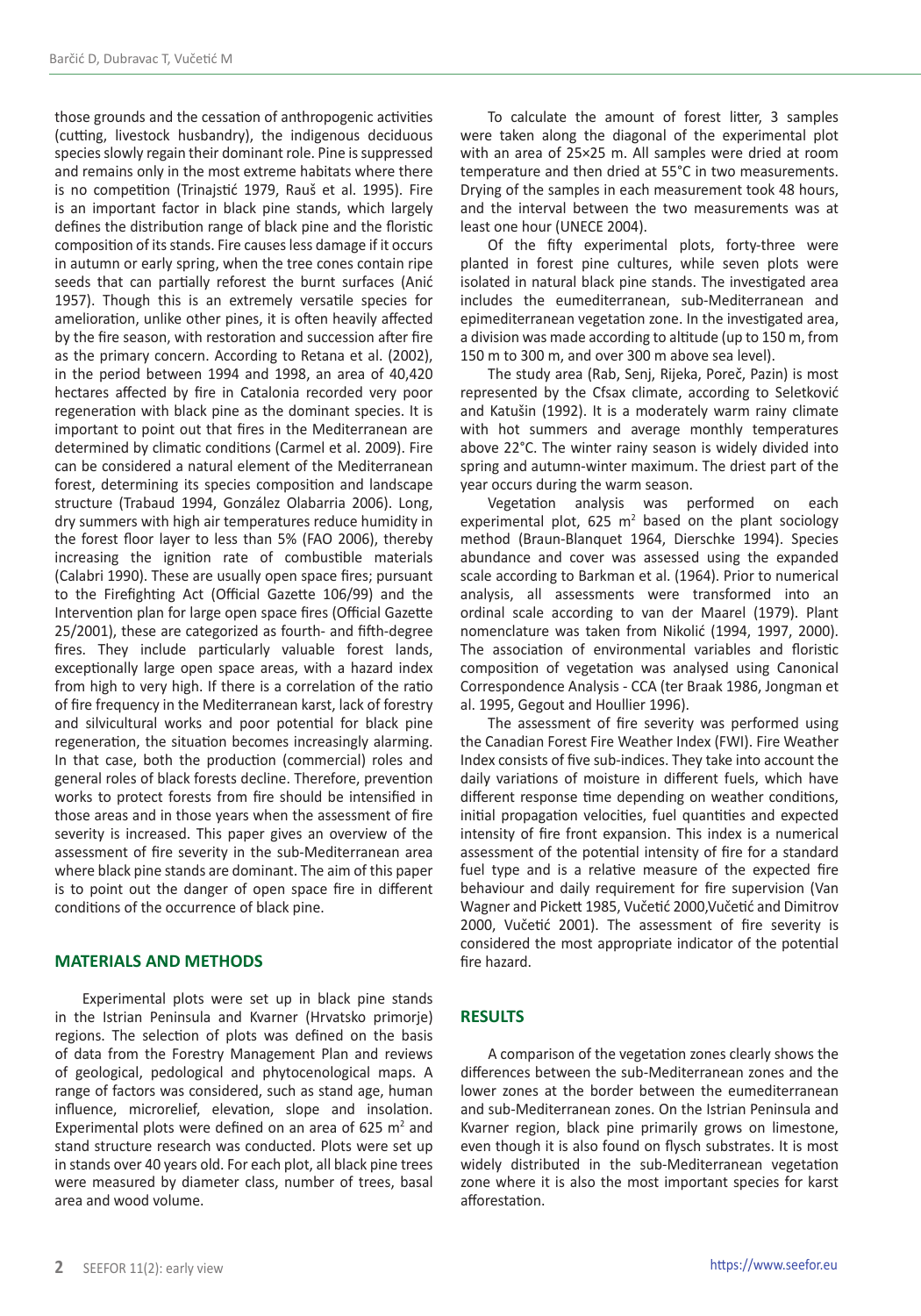those grounds and the cessation of anthropogenic activities (cutting, livestock husbandry), the indigenous deciduous species slowly regain their dominant role. Pine is suppressed and remains only in the most extreme habitats where there is no competition (Trinajstić 1979, Rauš et al. 1995). Fire is an important factor in black pine stands, which largely defines the distribution range of black pine and the floristic composition of its stands. Fire causes less damage if it occurs in autumn or early spring, when the tree cones contain ripe seeds that can partially reforest the burnt surfaces (Anić 1957). Though this is an extremely versatile species for amelioration, unlike other pines, it is often heavily affected by the fire season, with restoration and succession after fire as the primary concern. According to Retana et al. (2002), in the period between 1994 and 1998, an area of 40,420 hectares affected by fire in Catalonia recorded very poor regeneration with black pine as the dominant species. It is important to point out that fires in the Mediterranean are determined by climatic conditions (Carmel et al. 2009). Fire can be considered a natural element of the Mediterranean forest, determining its species composition and landscape structure (Trabaud 1994, González Olabarria 2006). Long, dry summers with high air temperatures reduce humidity in the forest floor layer to less than 5% (FAO 2006), thereby increasing the ignition rate of combustible materials (Calabri 1990). These are usually open space fires; pursuant to the Firefighting Act (Official Gazette 106/99) and the Intervention plan for large open space fires (Official Gazette 25/2001), these are categorized as fourth- and fifth-degree fires. They include particularly valuable forest lands, exceptionally large open space areas, with a hazard index from high to very high. If there is a correlation of the ratio of fire frequency in the Mediterranean karst, lack of forestry and silvicultural works and poor potential for black pine regeneration, the situation becomes increasingly alarming. In that case, both the production (commercial) roles and general roles of black forests decline. Therefore, prevention works to protect forests from fire should be intensified in those areas and in those years when the assessment of fire severity is increased. This paper gives an overview of the assessment of fire severity in the sub-Mediterranean area where black pine stands are dominant. The aim of this paper is to point out the danger of open space fire in different conditions of the occurrence of black pine.

## MATERIALS AND METHODS

Experimental plots were set up in black pine stands in the Istrian Peninsula and Kvarner (Hrvatsko primorje) regions. The selection of plots was defined on the basis of data from the Forestry Management Plan and reviews of geological, pedological and phytocenological maps. A range of factors was considered, such as stand age, human influence, microrelief, elevation, slope and insolation. Experimental plots were defined on an area of 625 $m^2$ and stand structure research was conducted. Plots were set up in stands over 40 years old. For each plot, all black pine trees were measured by diameter class, number of trees, basal area and wood volume.

To calculate the amount of forest litter, 3 samples were taken along the diagonal of the experimental plot with an area of 25×25 m. All samples were dried at room temperature and then dried at 55°C in two measurements. Drying of the samples in each measurement took 48 hours, and the interval between the two measurements was at least one hour (UNECE 2004).

Of the fifty experimental plots, forty-three were planted in forest pine cultures, while seven plots were isolated in natural black pine stands. The investigated area includes the eumediterranean, sub-Mediterranean and epimediterranean vegetation zone. In the investigated area, a division was made according to altitude (up to 150 m, from 150 m to 300 m, and over 300 m above sea level).

The study area (Rab, Senj, Rijeka, Poreč, Pazin) is most represented by the Cfsax climate, according to Seletković and Katušin (1992). It is a moderately warm rainy climate with hot summers and average monthly temperatures above 22°C. The winter rainy season is widely divided into spring and autumn-winter maximum. The driest part of the year occurs during the warm season.

Vegetation analysis was performed on each experimental plot, 625 $m^2$ based on the plant sociology method (Braun-Blanquet 1964, Dierschke 1994). Species abundance and cover was assessed using the expanded scale according to Barkman et al. (1964). Prior to numerical analysis, all assessments were transformed into an ordinal scale according to van der Maarel (1979). Plant nomenclature was taken from Nikolić (1994, 1997, 2000). The association of environmental variables and floristic composition of vegetation was analysed using Canonical Correspondence Analysis - CCA (ter Braak 1986, Jongman et al. 1995, Gegout and Houllier 1996).

The assessment of fire severity was performed using the Canadian Forest Fire Weather Index (FWI). Fire Weather Index consists of five sub-indices. They take into account the daily variations of moisture in different fuels, which have different response time depending on weather conditions, initial propagation velocities, fuel quantities and expected intensity of fire front expansion. This index is a numerical assessment of the potential intensity of fire for a standard fuel type and is a relative measure of the expected fire behaviour and daily requirement for fire supervision (Van Wagner and Pickett 1985, Vučetić 2000,Vučetić and Dimitrov 2000, Vučetić 2001). The assessment of fire severity is considered the most appropriate indicator of the potential fire hazard.

## RESULTS

A comparison of the vegetation zones clearly shows the differences between the sub-Mediterranean zones and the lower zones at the border between the eumediterranean and sub-Mediterranean zones. On the Istrian Peninsula and Kvarner region, black pine primarily grows on limestone, even though it is also found on flysch substrates. It is most widely distributed in the sub-Mediterranean vegetation zone where it is also the most important species for karst afforestation.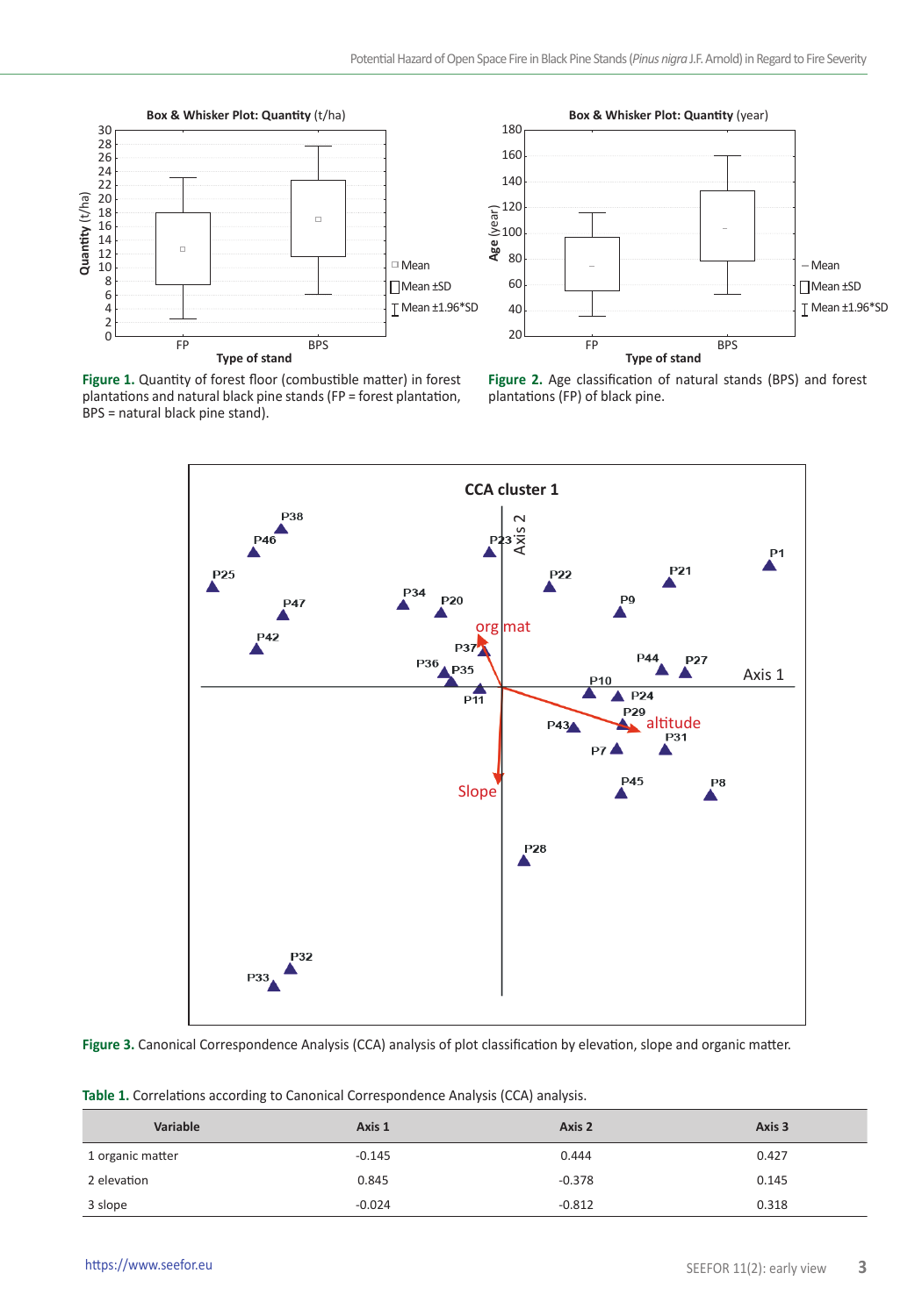**Figure 1.** Quantity of forest floor (combustible matter) in forest plantations and natural black pine stands (FP = forest plantation, BPS = natural black pine stand).

**Figure 2.** Age classification of natural stands (BPS) and forest plantations (FP) of black pine.

**Figure 3.** Canonical Correspondence Analysis (CCA) analysis of plot classification by elevation, slope and organic matter.

**Table 1.** Correlations according to Canonical Correspondence Analysis (CCA) analysis.

| Variable | Axis 1 | Axis 2 | Axis 3 |
|---|---|---|---|
| 1 organic matter | -0.145 | 0.444 | 0.427 |
| 2 elevation | 0.845 | -0.378 | 0.145 |
| 3 slope | -0.024 | -0.812 | 0.318 |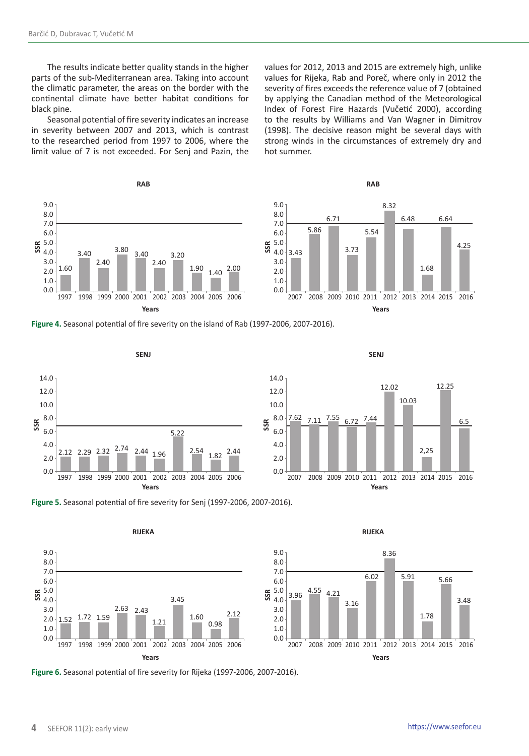The results indicate better quality stands in the higher parts of the sub-Mediterranean area. Taking into account the climatic parameter, the areas on the border with the continental climate have better habitat conditions for black pine.

Seasonal potential of fire severity indicates an increase in severity between 2007 and 2013, which is contrast to the researched period from 1997 to 2006, where the limit value of 7 is not exceeded. For Senj and Pazin, the values for 2012, 2013 and 2015 are extremely high, unlike values for Rijeka, Rab and Poreč, where only in 2012 the severity of fires exceeds the reference value of 7 (obtained by applying the Canadian method of the Meteorological Index of Forest Fire Hazards (Vučetić 2000), according to the results by Williams and Van Wagner in Dimitrov (1998). The decisive reason might be several days with strong winds in the circumstances of extremely dry and hot summer.

**Figure 4.** Seasonal potential of fire severity on the island of Rab (1997-2006, 2007-2016).

**Figure 5.** Seasonal potential of fire severity for Senj (1997-2006, 2007-2016).

**Figure 6.** Seasonal potential of fire severity for Rijeka (1997-2006, 2007-2016).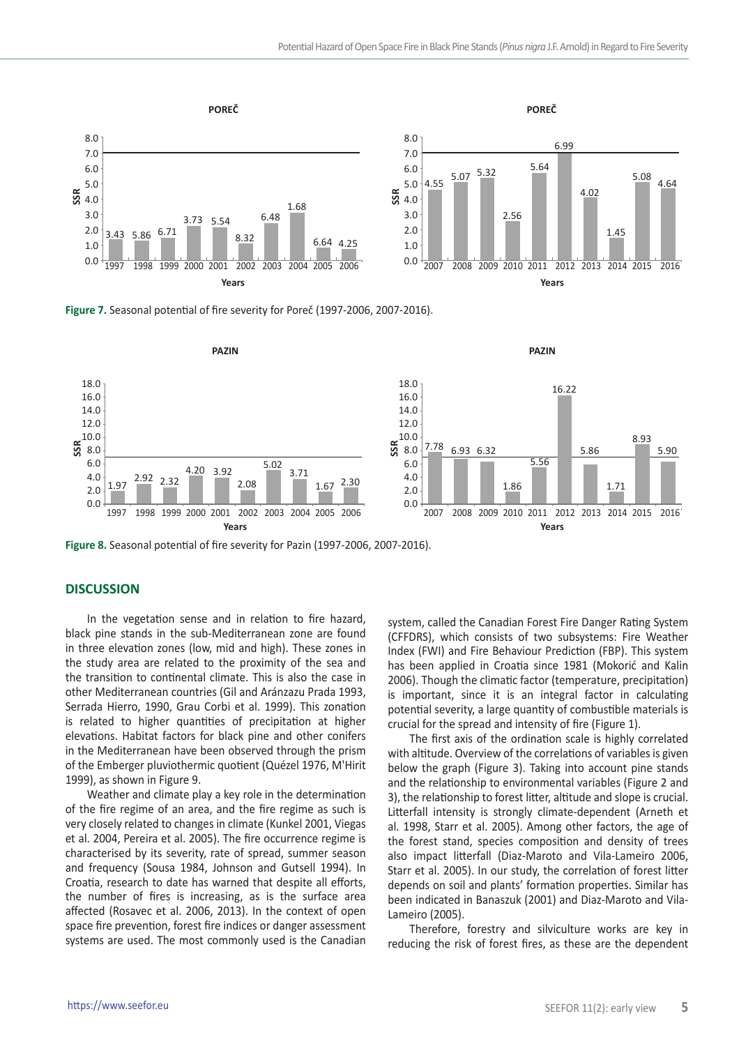Figure 7. Seasonal potential of fire severity for Poreč (1997-2006, 2007-2016).

Figure 8. Seasonal potential of fire severity for Pazin (1997-2006, 2007-2016).

## DISCUSSION

In the vegetation sense and in relation to fire hazard, black pine stands in the sub-Mediterranean zone are found in three elevation zones (low, mid and high). These zones in the study area are related to the proximity of the sea and the transition to continental climate. This is also the case in other Mediterranean countries (Gil and Aránzazu Prada 1993, Serrada Hierro, 1990, Grau Corbi et al. 1999). This zonation is related to higher quantities of precipitation at higher elevations. Habitat factors for black pine and other conifers in the Mediterranean have been observed through the prism of the Emberger pluviothermic quotient (Quézel 1976, M'Hirit 1999), as shown in Figure 9.

Weather and climate play a key role in the determination of the fire regime of an area, and the fire regime as such is very closely related to changes in climate (Kunkel 2001, Viegas et al. 2004, Pereira et al. 2005). The fire occurrence regime is characterised by its severity, rate of spread, summer season and frequency (Sousa 1984, Johnson and Gutsell 1994). In Croatia, research to date has warned that despite all efforts, the number of fires is increasing, as is the surface area affected (Rosavec et al. 2006, 2013). In the context of open space fire prevention, forest fire indices or danger assessment systems are used. The most commonly used is the Canadian system, called the Canadian Forest Fire Danger Rating System (CFFDRS), which consists of two subsystems: Fire Weather Index (FWI) and Fire Behaviour Prediction (FBP). This system has been applied in Croatia since 1981 (Mokorić and Kalin 2006). Though the climatic factor (temperature, precipitation) is important, since it is an integral factor in calculating potential severity, a large quantity of combustible materials is crucial for the spread and intensity of fire (Figure 1).

The first axis of the ordination scale is highly correlated with altitude. Overview of the correlations of variables is given below the graph (Figure 3). Taking into account pine stands and the relationship to environmental variables (Figure 2 and 3), the relationship to forest litter, altitude and slope is crucial. Litterfall intensity is strongly climate-dependent (Arneth et al. 1998, Starr et al. 2005). Among other factors, the age of the forest stand, species composition and density of trees also impact litterfall (Diaz-Maroto and Vila-Lameiro 2006, Starr et al. 2005). In our study, the correlation of forest litter depends on soil and plants' formation properties. Similar has been indicated in Banaszuk (2001) and Diaz-Maroto and Vila-Lameiro (2005).

Therefore, forestry and silviculture works are key in reducing the risk of forest fires, as these are the dependent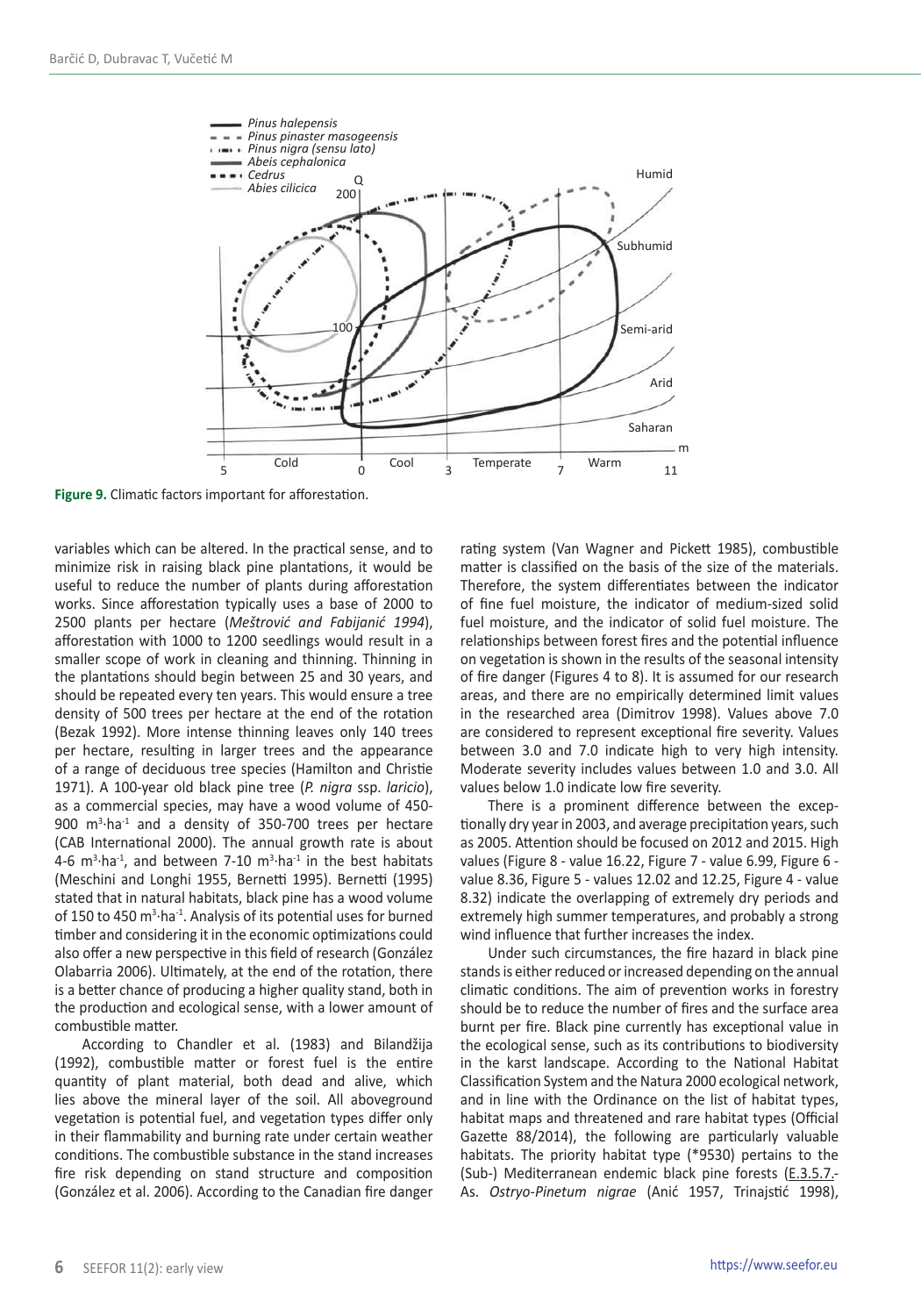Figure 9. Climatic factors important for afforestation.

variables which can be altered. In the practical sense, and to minimize risk in raising black pine plantations, it would be useful to reduce the number of plants during afforestation works. Since afforestation typically uses a base of 2000 to 2500 plants per hectare (*Meštrović and Fabijanić 1994*), afforestation with 1000 to 1200 seedlings would result in a smaller scope of work in cleaning and thinning. Thinning in the plantations should begin between 25 and 30 years, and should be repeated every ten years. This would ensure a tree density of 500 trees per hectare at the end of the rotation (Bezak 1992). More intense thinning leaves only 140 trees per hectare, resulting in larger trees and the appearance of a range of deciduous tree species (Hamilton and Christie 1971). A 100-year old black pine tree (*P. nigra* ssp. *laricio*), as a commercial species, may have a wood volume of 450-900 $m^3 \cdot ha^{-1}$ and a density of 350-700 trees per hectare (CAB International 2000). The annual growth rate is about 4-6 $m^3 \cdot ha^{-1}$, and between 7-10 $m^3 \cdot ha^{-1}$ in the best habitats (Meschini and Longhi 1955, Bernetti 1995). Bernetti (1995) stated that in natural habitats, black pine has a wood volume of 150 to 450 $m^3 \cdot ha^{-1}$. Analysis of its potential uses for burned timber and considering it in the economic optimizations could also offer a new perspective in this field of research (González Olabarria 2006). Ultimately, at the end of the rotation, there is a better chance of producing a higher quality stand, both in the production and ecological sense, with a lower amount of combustible matter.

According to Chandler et al. (1983) and Bilandžija (1992), combustible matter or forest fuel is the entire quantity of plant material, both dead and alive, which lies above the mineral layer of the soil. All aboveground vegetation is potential fuel, and vegetation types differ only in their flammability and burning rate under certain weather conditions. The combustible substance in the stand increases fire risk depending on stand structure and composition (González et al. 2006). According to the Canadian fire danger rating system (Van Wagner and Pickett 1985), combustible matter is classified on the basis of the size of the materials. Therefore, the system differentiates between the indicator of fine fuel moisture, the indicator of medium-sized solid fuel moisture, and the indicator of solid fuel moisture. The relationships between forest fires and the potential influence on vegetation is shown in the results of the seasonal intensity of fire danger (Figures 4 to 8). It is assumed for our research areas, and there are no empirically determined limit values in the researched area (Dimitrov 1998). Values above 7.0 are considered to represent exceptional fire severity. Values between 3.0 and 7.0 indicate high to very high intensity. Moderate severity includes values between 1.0 and 3.0. All values below 1.0 indicate low fire severity.

There is a prominent difference between the exceptionally dry year in 2003, and average precipitation years, such as 2005. Attention should be focused on 2012 and 2015. High values (Figure 8 - value 16.22, Figure 7 - value 6.99, Figure 6 - value 8.36, Figure 5 - values 12.02 and 12.25, Figure 4 - value 8.32) indicate the overlapping of extremely dry periods and extremely high summer temperatures, and probably a strong wind influence that further increases the index.

Under such circumstances, the fire hazard in black pine stands is either reduced or increased depending on the annual climatic conditions. The aim of prevention works in forestry should be to reduce the number of fires and the surface area burnt per fire. Black pine currently has exceptional value in the ecological sense, such as its contributions to biodiversity in the karst landscape. According to the National Habitat Classification System and the Natura 2000 ecological network, and in line with the Ordinance on the list of habitat types, habitat maps and threatened and rare habitat types (Official Gazette 88/2014), the following are particularly valuable habitats. The priority habitat type (*9530) pertains to the (Sub-) Mediterranean endemic black pine forests (E.3.5.7.- As. *Ostryo-Pinetum nigrae* (Anić 1957, Trinajstić 1998),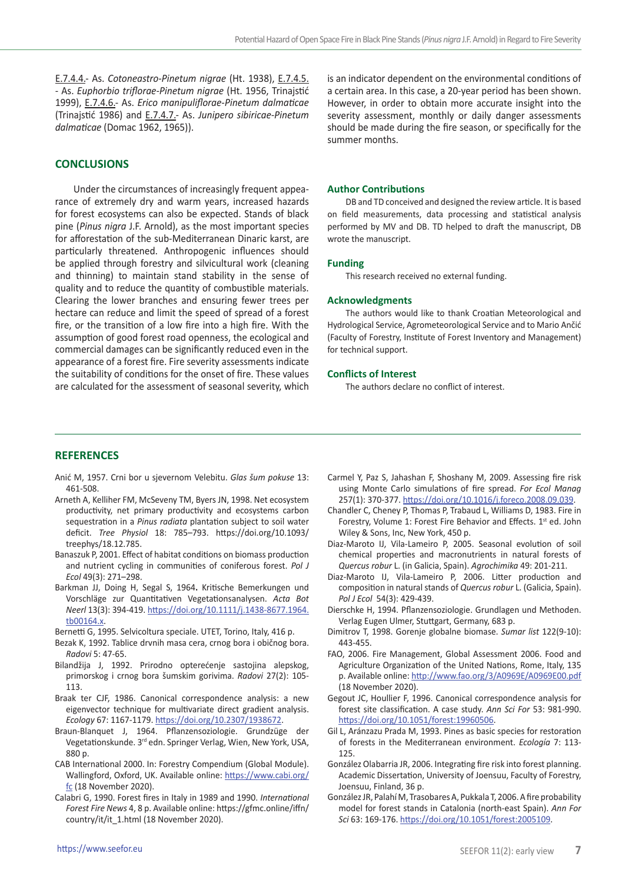E.7.4.4.- As. *Cotoneastro-Pinetum nigrae* (Ht. 1938), E.7.4.5. - As. *Euphorbio triflorae-Pinetum nigrae* (Ht. 1956, Trinajstić 1999), E.7.4.6.- As. *Erico manipuliflorae-Pinetum dalmaticae* (Trinajstić 1986) and E.7.4.7.- As. *Junipero sibiricae-Pinetum dalmaticae* (Domac 1962, 1965)).

## CONCLUSIONS

Under the circumstances of increasingly frequent appearance of extremely dry and warm years, increased hazards for forest ecosystems can also be expected. Stands of black pine (*Pinus nigra* J.F. Arnold), as the most important species for afforestation of the sub-Mediterranean Dinaric karst, are particularly threatened. Anthropogenic influences should be applied through forestry and silvicultural work (cleaning and thinning) to maintain stand stability in the sense of quality and to reduce the quantity of combustible materials. Clearing the lower branches and ensuring fewer trees per hectare can reduce and limit the speed of spread of a forest fire, or the transition of a low fire into a high fire. With the assumption of good forest road openness, the ecological and commercial damages can be significantly reduced even in the appearance of a forest fire. Fire severity assessments indicate the suitability of conditions for the onset of fire. These values are calculated for the assessment of seasonal severity, which is an indicator dependent on the environmental conditions of a certain area. In this case, a 20-year period has been shown. However, in order to obtain more accurate insight into the severity assessment, monthly or daily danger assessments should be made during the fire season, or specifically for the summer months.

### Author Contributions

DB and TD conceived and designed the review article. It is based on field measurements, data processing and statistical analysis performed by MV and DB. TD helped to draft the manuscript, DB wrote the manuscript.

### Funding

This research received no external funding.

### Acknowledgments

The authors would like to thank Croatian Meteorological and Hydrological Service, Agrometeorological Service and to Mario Ančić (Faculty of Forestry, Institute of Forest Inventory and Management) for technical support.

### Conflicts of Interest

The authors declare no conflict of interest.

## REFERENCES

Anić M, 1957. Crni bor u sjevernom Velebitu. *Glas šum pokuse* 13: 461-508.

Arneth A, Kelliher FM, McSeveny TM, Byers JN, 1998. Net ecosystem productivity, net primary productivity and ecosystems carbon sequestration in a *Pinus radiata* plantation subject to soil water deficit. *Tree Physiol* 18: 785–793. https://doi.org/10.1093/treephys/18.12.785.

Banaszuk P, 2001. Effect of habitat conditions on biomass production and nutrient cycling in communities of coniferous forest. *Pol J Ecol* 49(3): 271–298.

Barkman JJ, Doing H, Segal S, 1964. Kritische Bemerkungen und Vorschläge zur Quantitativen Vegetationsanalysen. *Acta Bot Neerl* 13(3): 394-419. https://doi.org/10.1111/j.1438-8677.1964.tb00164.x.

Bernetti G, 1995. Selvicoltura speciale. UTET, Torino, Italy, 416 p.

Bezak K, 1992. Tablice drvnih masa cera, crnog bora i običnog bora. *Radovi* 5: 47-65.

Bilandžija J, 1992. Prirodno opterećenje sastojina alepskog, primorskog i crnog bora šumskim gorivima. *Radovi* 27(2): 105-113.

Braak ter CJF, 1986. Canonical correspondence analysis: a new eigenvector technique for multivariate direct gradient analysis. *Ecology* 67: 1167-1179. https://doi.org/10.2307/1938672.

Braun-Blanquet J, 1964. Pflanzensoziologie. Grundzüge der Vegetationskunde. 3rd edn. Springer Verlag, Wien, New York, USA, 880 p.

CAB International 2000. In: Forestry Compendium (Global Module). Wallingford, Oxford, UK. Available online: https://www.cabi.org/fc (18 November 2020).

Calabri G, 1990. Forest fires in Italy in 1989 and 1990. *International Forest Fire News* 4, 8 p. Available online: https://gfmc.online/iffn/country/it/it_1.html (18 November 2020).

Carmel Y, Paz S, Jahashan F, Shoshany M, 2009. Assessing fire risk using Monte Carlo simulations of fire spread. *For Ecol Manag* 257(1): 370-377. https://doi.org/10.1016/j.foreco.2008.09.039.

Chandler C, Cheney P, Thomas P, Trabaud L, Williams D, 1983. Fire in Forestry, Volume 1: Forest Fire Behavior and Effects. 1st ed. John Wiley & Sons, Inc, New York, 450 p.

Diaz-Maroto IJ, Vila-Lameiro P, 2005. Seasonal evolution of soil chemical properties and macronutrients in natural forests of *Quercus robur* L. (in Galicia, Spain). *Agrochimika* 49: 201-211.

Diaz-Maroto IJ, Vila-Lameiro P, 2006. Litter production and composition in natural stands of *Quercus robur* L. (Galicia, Spain). *Pol J Ecol* 54(3): 429-439.

Dierschke H, 1994. Pflanzensoziologie. Grundlagen und Methoden. Verlag Eugen Ulmer, Stuttgart, Germany, 683 p.

Dimitrov T, 1998. Gorenje globalne biomase. *Sumar list* 122(9-10): 443-455.

FAO, 2006. Fire Management, Global Assessment 2006. Food and Agriculture Organization of the United Nations, Rome, Italy, 135 p. Available online: http://www.fao.org/3/A0969E/A0969E00.pdf (18 November 2020).

Gegout JC, Houllier F, 1996. Canonical correspondence analysis for forest site classification. A case study. *Ann Sci For* 53: 981-990. https://doi.org/10.1051/forest:19960506.

Gil L, Aránzazu Prada M, 1993. Pines as basic species for restoration of forests in the Mediterranean environment. *Ecología* 7: 113-125.

González Olabarria JR, 2006. Integrating fire risk into forest planning. Academic Dissertation, University of Joensuu, Faculty of Forestry, Joensuu, Finland, 36 p.

González JR, Palahí M, Trasobares A, Pukkala T, 2006. A fire probability model for forest stands in Catalonia (north-east Spain). *Ann For Sci* 63: 169-176. https://doi.org/10.1051/forest:2005109.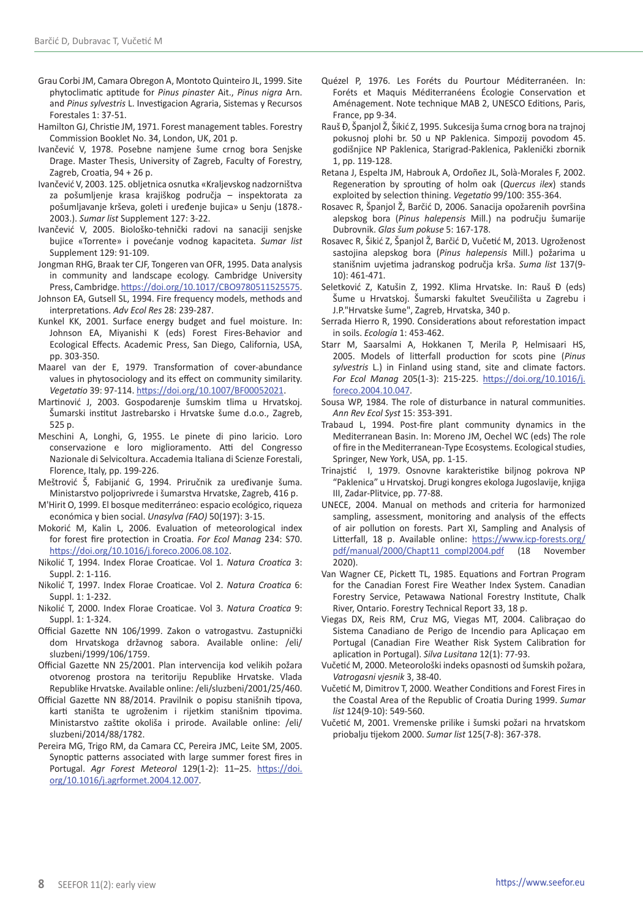Grau Corbi JM, Camara Obregon A, Montoto Quinteiro JL, 1999. Site phytoclimatic aptitude for *Pinus pinaster* Ait., *Pinus nigra* Arn. and *Pinus sylvestris* L. Investigacion Agraria, Sistemas y Recursos Forestales 1: 37-51.

Hamilton GJ, Christie JM, 1971. Forest management tables. Forestry Commission Booklet No. 34, London, UK, 201 p.

Ivančević V, 1978. Posebne namjene šume crnog bora Senjske Drage. Master Thesis, University of Zagreb, Faculty of Forestry, Zagreb, Croatia, 94 + 26 p.

Ivančević V, 2003. 125. obljetnica osnutka «Kraljevskog nadzorništva za pošumljenje krasa krajiškog područja – inspektorata za pošumljavanje krševa, goleti i uređenje bujica» u Senju (1878.-2003.). *Sumar list* Supplement 127: 3-22.

Ivančević V, 2005. Biološko-tehnički radovi na sanaciji senjske bujice «Torrente» i povećanje vodnog kapaciteta. *Sumar list* Supplement 129: 91-109.

Jongman RHG, Braak ter CJF, Tongeren van OFR, 1995. Data analysis in community and landscape ecology. Cambridge University Press, Cambridge. https://doi.org/10.1017/CBO9780511525575.

Johnson EA, Gutsell SL, 1994. Fire frequency models, methods and interpretations. *Adv Ecol Res* 28: 239-287.

Kunkel KK, 2001. Surface energy budget and fuel moisture. In: Johnson EA, Miyanishi K (eds) Forest Fires-Behavior and Ecological Effects. Academic Press, San Diego, California, USA, pp. 303-350.

Maarel van der E, 1979. Transformation of cover-abundance values in phytosociology and its effect on community similarity. *Vegetatio* 39: 97-114. https://doi.org/10.1007/BF00052021.

Martinović J, 2003. Gospodarenje šumskim tlima u Hrvatskoj. Šumarski institut Jastrebarsko i Hrvatske šume d.o.o., Zagreb, 525 p.

Meschini A, Longhi, G, 1955. Le pinete di pino laricio. Loro conservazione e loro miglioramento. Atti del Congresso Nazionale di Selvicoltura. Accademia Italiana di Scienze Forestali, Florence, Italy, pp. 199-226.

Meštrović Š, Fabijanić G, 1994. Priručnik za uređivanje šuma. Ministarstvo poljoprivrede i šumarstva Hrvatske, Zagreb, 416 p.

M'Hirit O, 1999. El bosque mediterráneo: espacio ecológico, riqueza económica y bien social. *Unasylva (FAO)* 50(197): 3-15.

Mokorić M, Kalin L, 2006. Evaluation of meteorological index for forest fire protection in Croatia. *For Ecol Manag* 234: S70. https://doi.org/10.1016/j.foreco.2006.08.102.

Nikolić T, 1994. Index Florae Croaticae. Vol 1. *Natura Croatica* 3: Suppl. 2: 1-116.

Nikolić T, 1997. Index Florae Croaticae. Vol 2. *Natura Croatica* 6: Suppl. 1: 1-232.

Nikolić T, 2000. Index Florae Croaticae. Vol 3. *Natura Croatica* 9: Suppl. 1: 1-324.

Official Gazette NN 106/1999. Zakon o vatrogastvu. Zastupnički dom Hrvatskoga državnog sabora. Available online: /eli/sluzbeni/1999/106/1759.

Official Gazette NN 25/2001. Plan intervencija kod velikih požara otvorenog prostora na teritoriju Republike Hrvatske. Vlada Republike Hrvatske. Available online: /eli/sluzbeni/2001/25/460.

Official Gazette NN 88/2014. Pravilnik o popisu stanišnih tipova, karti staništa te ugroženim i rijetkim stanišnim tipovima. Ministarstvo zaštite okoliša i prirode. Available online: /eli/sluzbeni/2014/88/1782.

Pereira MG, Trigo RM, da Camara CC, Pereira JMC, Leite SM, 2005. Synoptic patterns associated with large summer forest fires in Portugal. *Agr Forest Meteorol* 129(1-2): 11–25. https://doi.org/10.1016/j.agrformet.2004.12.007.

Quézel P, 1976. Les Foréts du Pourtour Méditerranéen. In: Foréts et Maquis Méditerranéens Écologie Conservation et Aménagement. Note technique MAB 2, UNESCO Editions, Paris, France, pp 9-34.

Rauš Đ, Španjol Ž, Šikić Z, 1995. Sukcesija šuma crnog bora na trajnoj pokusnoj plohi br. 50 u NP Paklenica. Simpozij povodom 45. godišnjice NP Paklenica, Starigrad-Paklenica, Paklenički zbornik 1, pp. 119-128.

Retana J, Espelta JM, Habrouk A, Ordoñez JL, Solà-Morales F, 2002. Regeneration by sprouting of holm oak (*Quercus ilex*) stands exploited by selection thining. *Vegetatio* 99/100: 355-364.

Rosavec R, Španjol Ž, Barčić D, 2006. Sanacija opožarenih površina alepskog bora (*Pinus halepensis* Mill.) na području šumarije Dubrovnik. *Glas šum pokuse* 5: 167-178.

Rosavec R, Šikić Z, Španjol Ž, Barčić D, Vučetić M, 2013. Ugroženost sastojina alepskog bora (*Pinus halepensis* Mill.) požarima u stanišnim uvjetima jadranskog područja krša. *Suma list* 137(9-10): 461-471.

Seletković Z, Katušin Z, 1992. Klima Hrvatske. In: Rauš Đ (eds) Šume u Hrvatskoj. Šumarski fakultet Sveučilišta u Zagrebu i J.P."Hrvatske šume", Zagreb, Hrvatska, 340 p.

Serrada Hierro R, 1990. Considerations about reforestation impact in soils. *Ecología* 1: 453-462.

Starr M, Saarsalmi A, Hokkanen T, Merila P, Helmisaari HS, 2005. Models of litterfall production for scots pine (*Pinus sylvestris* L.) in Finland using stand, site and climate factors. *For Ecol Manag* 205(1-3): 215-225. https://doi.org/10.1016/j.foreco.2004.10.047.

Sousa WP, 1984. The role of disturbance in natural communities. *Ann Rev Ecol Syst* 15: 353-391.

Trabaud L, 1994. Post-fire plant community dynamics in the Mediterranean Basin. In: Moreno JM, Oechel WC (eds) The role of fire in the Mediterranean-Type Ecosystems. Ecological studies, Springer, New York, USA, pp. 1-15.

Trinajstić I, 1979. Osnovne karakteristike biljnog pokrova NP "Paklenica" u Hrvatskoj. Drugi kongres ekologa Jugoslavije, knjiga III, Zadar-Plitvice, pp. 77-88.

UNECE, 2004. Manual on methods and criteria for harmonized sampling, assessment, monitoring and analysis of the effects of air pollution on forests. Part XI, Sampling and Analysis of Litterfall, 18 p. Available online: https://www.icp-forests.org/pdf/manual/2000/Chapt11_compl2004.pdf (18 November 2020).

Van Wagner CE, Pickett TL, 1985. Equations and Fortran Program for the Canadian Forest Fire Weather Index System. Canadian Forestry Service, Petawawa National Forestry Institute, Chalk River, Ontario. Forestry Technical Report 33, 18 p.

Viegas DX, Reis RM, Cruz MG, Viegas MT, 2004. Calibraçao do Sistema Canadiano de Perigo de Incendio para Aplicaçao em Portugal (Canadian Fire Weather Risk System Calibration for aplication in Portugal). *Silva Lusitana* 12(1): 77-93.

Vučetić M, 2000. Meteorološki indeks opasnosti od šumskih požara, *Vatrogasni vjesnik* 3, 38-40.

Vučetić M, Dimitrov T, 2000. Weather Conditions and Forest Fires in the Coastal Area of the Republic of Croatia During 1999. *Sumar list* 124(9-10): 549-560.

Vučetić M, 2001. Vremenske prilike i šumski požari na hrvatskom priobalju tijekom 2000. *Sumar list* 125(7-8): 367-378.